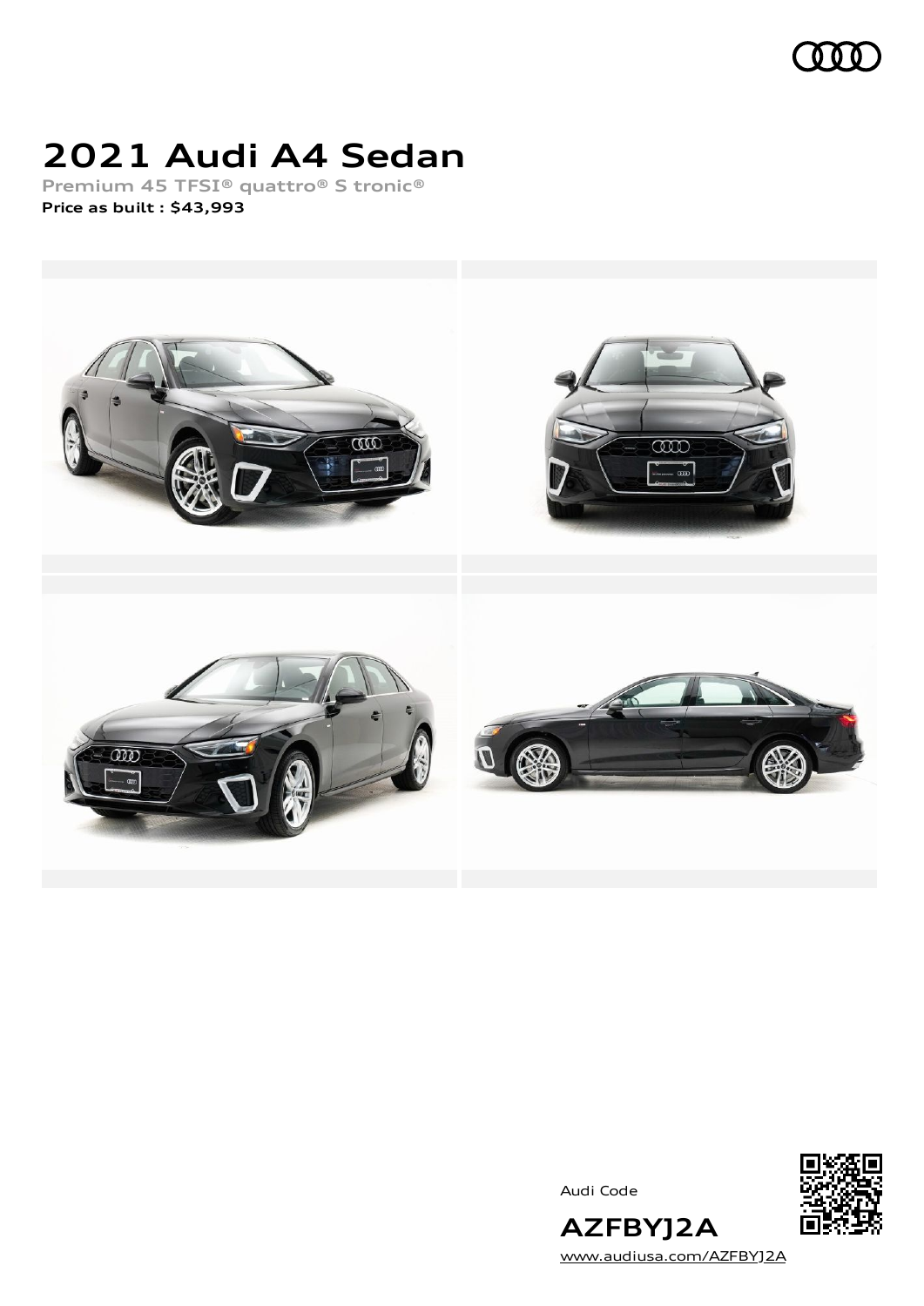# 2021 Audi A4 Sedan

**Premium 45 TFSI® quattro® S tronic®**

**Price as built : $43,993**

Audi Code

**AZFBYJ2A**

www.audiusa.com/AZFBYJ2A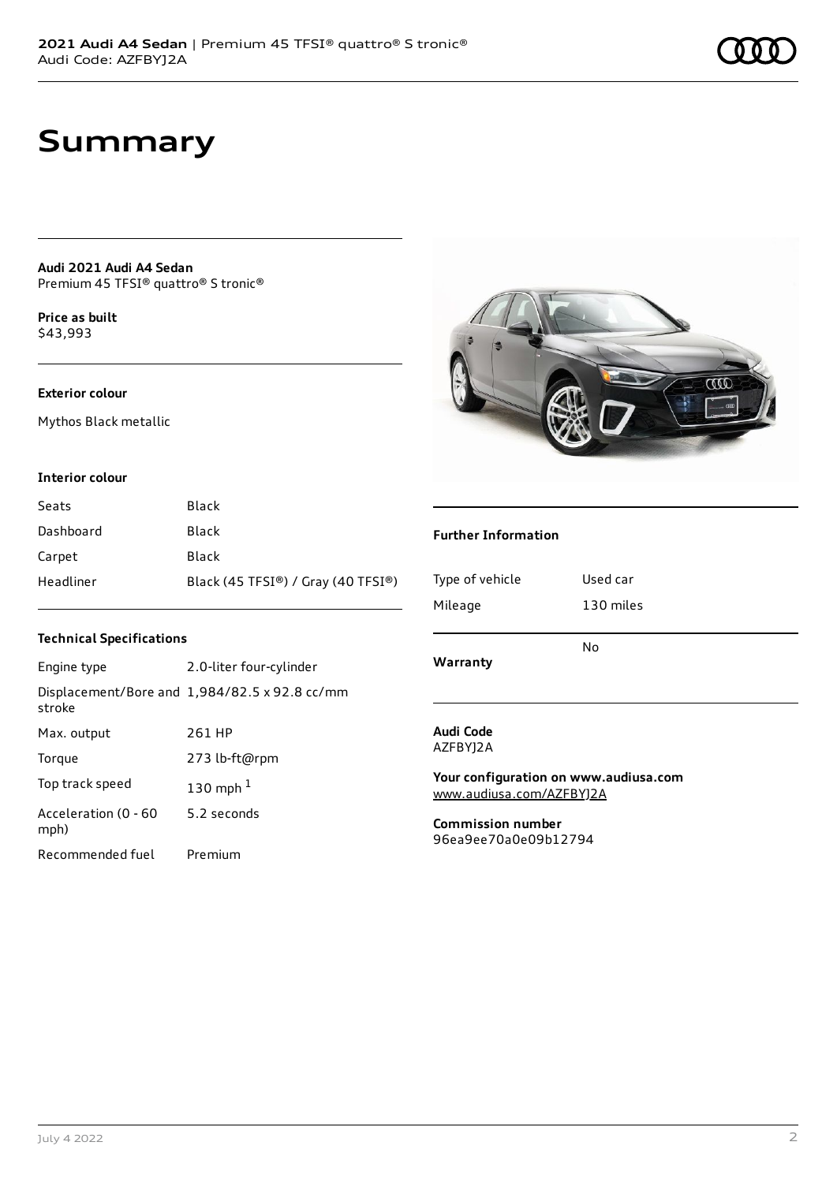# Summary

**Audi 2021 Audi A4 Sedan**
Premium 45 TFSI® quattro® S tronic®

**Price as built**
$43,993

**Exterior colour**

Mythos Black metallic

**Interior colour**

| Seats | Black |
| --- | --- |
| Dashboard | Black |
| Carpet | Black |
| Headliner | Black (45 TFSI®) / Gray (40 TFSI®) |

**Technical Specifications**

| Engine type | 2.0-liter four-cylinder |
| --- | --- |
| Displacement/Bore and stroke | 1,984/82.5 x 92.8 cc/mm |
| Max. output | 261 HP |
| Torque | 273 lb-ft@rpm |
| Top track speed | 130 mph [1] |
| Acceleration (0 - 60 mph) | 5.2 seconds |
| Recommended fuel | Premium |

**Further Information**

| Type of vehicle | Used car |
| --- | --- |
| Mileage | 130 miles |
| **Warranty** | No |

**Audi Code**
AZFBYJ2A

**Your configuration on www.audiusa.com**
www.audiusa.com/AZFBYJ2A

**Commission number**
96ea9ee70a0e09b12794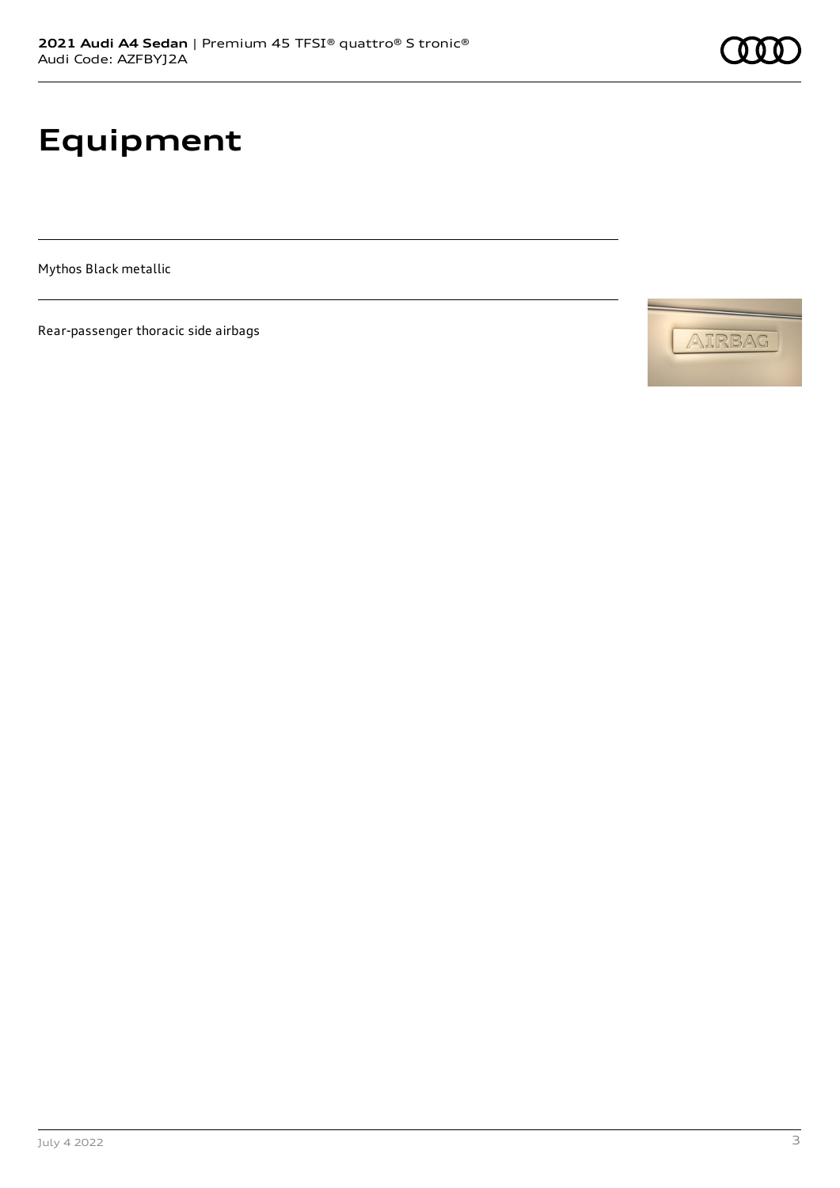# Equipment

Mythos Black metallic

Rear-passenger thoracic side airbags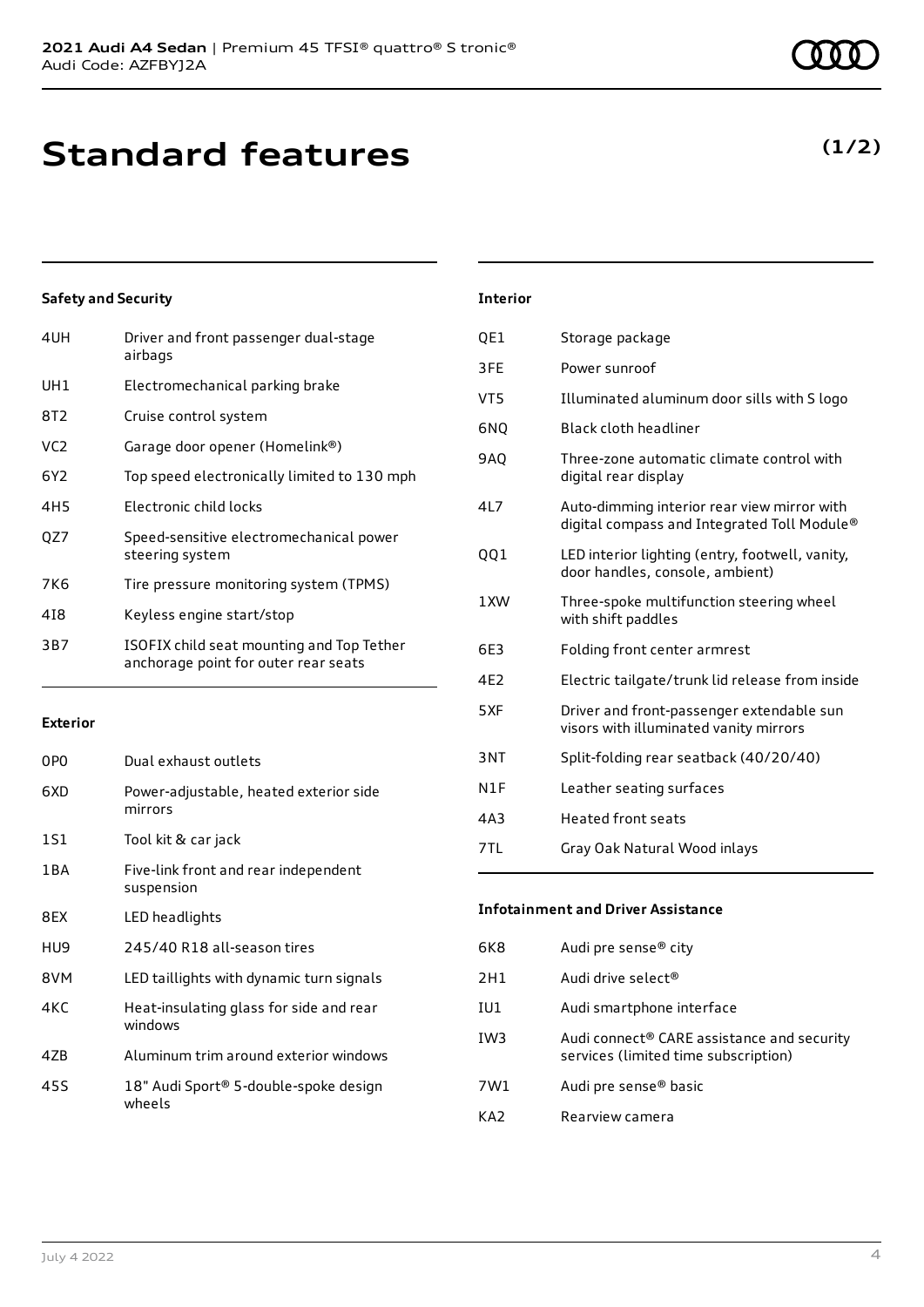# Standard features

**(1/2)**

### Safety and Security

| | |
|---|---|
| 4UH | Driver and front passenger dual-stage airbags |
| UH1 | Electromechanical parking brake |
| 8T2 | Cruise control system |
| VC2 | Garage door opener (Homelink®) |
| 6Y2 | Top speed electronically limited to 130 mph |
| 4H5 | Electronic child locks |
| QZ7 | Speed-sensitive electromechanical power steering system |
| 7K6 | Tire pressure monitoring system (TPMS) |
| 4I8 | Keyless engine start/stop |
| 3B7 | ISOFIX child seat mounting and Top Tether anchorage point for outer rear seats |

### Exterior

| | |
|---|---|
| 0P0 | Dual exhaust outlets |
| 6XD | Power-adjustable, heated exterior side mirrors |
| 1S1 | Tool kit & car jack |
| 1BA | Five-link front and rear independent suspension |
| 8EX | LED headlights |
| HU9 | 245/40 R18 all-season tires |
| 8VM | LED taillights with dynamic turn signals |
| 4KC | Heat-insulating glass for side and rear windows |
| 4ZB | Aluminum trim around exterior windows |
| 45S | 18" Audi Sport® 5-double-spoke design wheels |

### Interior

| | |
|---|---|
| QE1 | Storage package |
| 3FE | Power sunroof |
| VT5 | Illuminated aluminum door sills with S logo |
| 6NQ | Black cloth headliner |
| 9AQ | Three-zone automatic climate control with digital rear display |
| 4L7 | Auto-dimming interior rear view mirror with digital compass and Integrated Toll Module® |
| QQ1 | LED interior lighting (entry, footwell, vanity, door handles, console, ambient) |
| 1XW | Three-spoke multifunction steering wheel with shift paddles |
| 6E3 | Folding front center armrest |
| 4E2 | Electric tailgate/trunk lid release from inside |
| 5XF | Driver and front-passenger extendable sun visors with illuminated vanity mirrors |
| 3NT | Split-folding rear seatback (40/20/40) |
| N1F | Leather seating surfaces |
| 4A3 | Heated front seats |
| 7TL | Gray Oak Natural Wood inlays |

### Infotainment and Driver Assistance

| | |
|---|---|
| 6K8 | Audi pre sense® city |
| 2H1 | Audi drive select® |
| IU1 | Audi smartphone interface |
| IW3 | Audi connect® CARE assistance and security services (limited time subscription) |
| 7W1 | Audi pre sense® basic |
| KA2 | Rearview camera |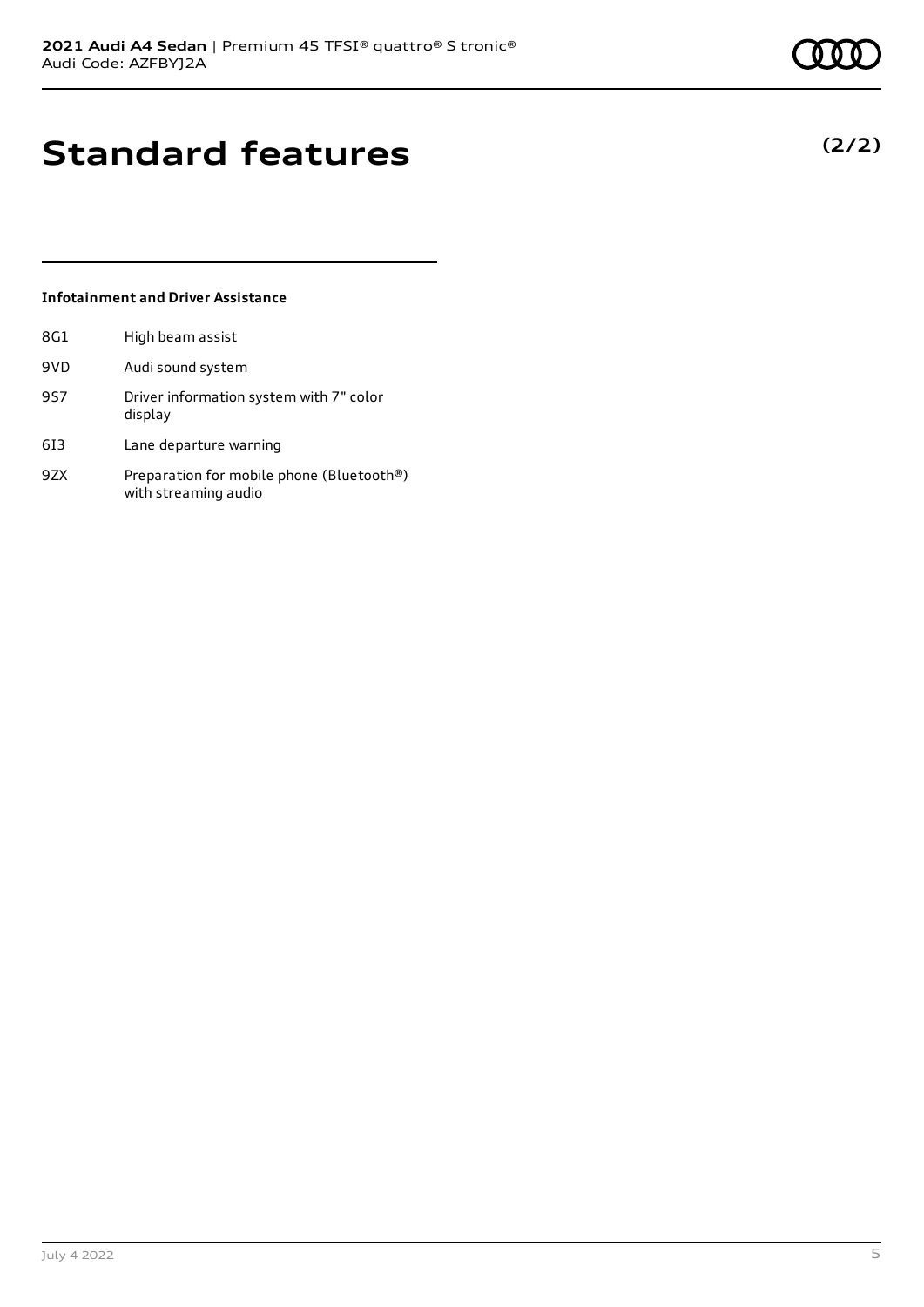# Standard features

**(2/2)**

### Infotainment and Driver Assistance

| | |
|---|---|
| 8G1 | High beam assist |
| 9VD | Audi sound system |
| 9S7 | Driver information system with 7" color display |
| 6I3 | Lane departure warning |
| 9ZX | Preparation for mobile phone (Bluetooth®) with streaming audio |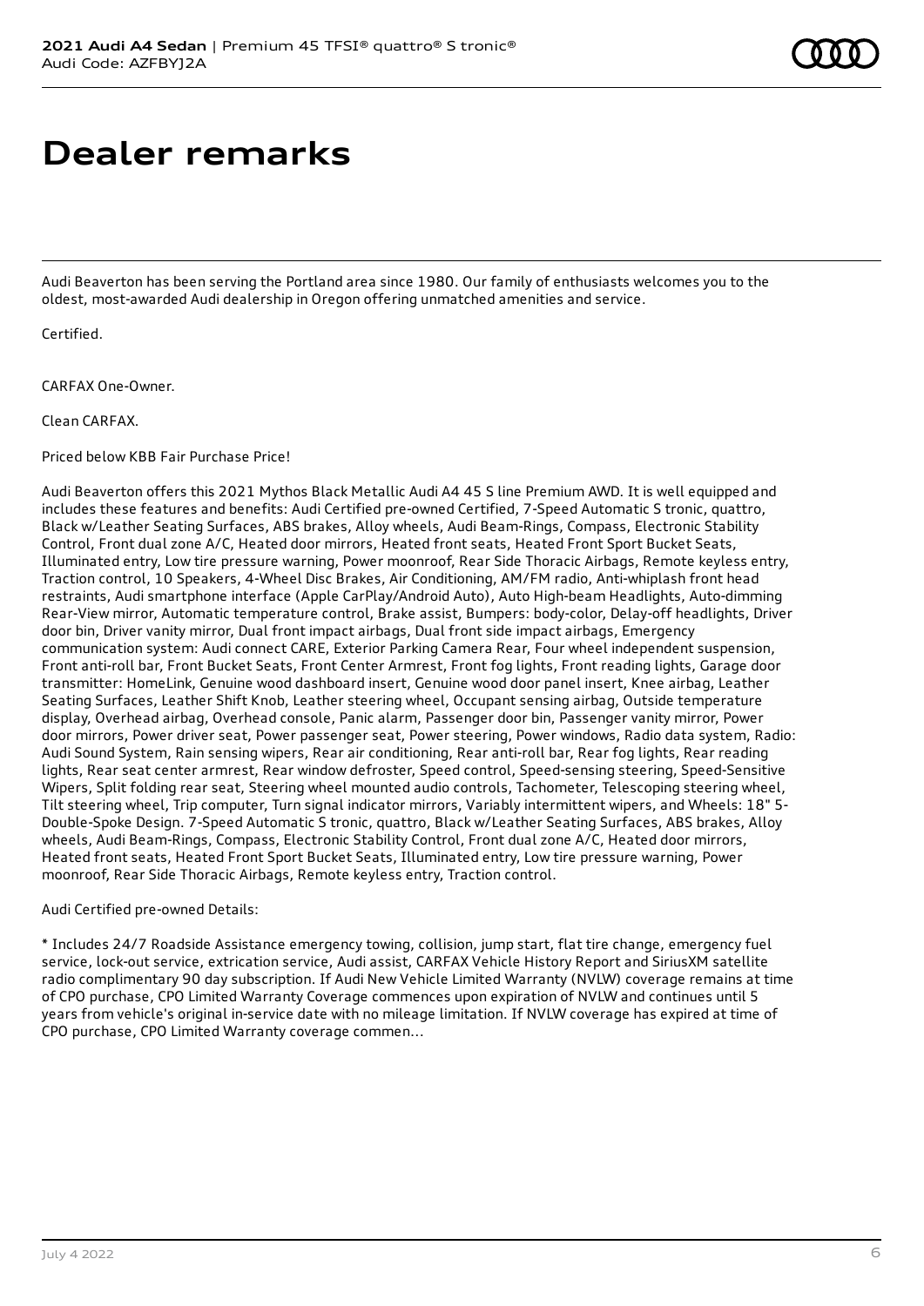# Dealer remarks

Audi Beaverton has been serving the Portland area since 1980. Our family of enthusiasts welcomes you to the oldest, most-awarded Audi dealership in Oregon offering unmatched amenities and service.

Certified.

CARFAX One-Owner.

Clean CARFAX.

Priced below KBB Fair Purchase Price!

Audi Beaverton offers this 2021 Mythos Black Metallic Audi A4 45 S line Premium AWD. It is well equipped and includes these features and benefits: Audi Certified pre-owned Certified, 7-Speed Automatic S tronic, quattro, Black w/Leather Seating Surfaces, ABS brakes, Alloy wheels, Audi Beam-Rings, Compass, Electronic Stability Control, Front dual zone A/C, Heated door mirrors, Heated front seats, Heated Front Sport Bucket Seats, Illuminated entry, Low tire pressure warning, Power moonroof, Rear Side Thoracic Airbags, Remote keyless entry, Traction control, 10 Speakers, 4-Wheel Disc Brakes, Air Conditioning, AM/FM radio, Anti-whiplash front head restraints, Audi smartphone interface (Apple CarPlay/Android Auto), Auto High-beam Headlights, Auto-dimming Rear-View mirror, Automatic temperature control, Brake assist, Bumpers: body-color, Delay-off headlights, Driver door bin, Driver vanity mirror, Dual front impact airbags, Dual front side impact airbags, Emergency communication system: Audi connect CARE, Exterior Parking Camera Rear, Four wheel independent suspension, Front anti-roll bar, Front Bucket Seats, Front Center Armrest, Front fog lights, Front reading lights, Garage door transmitter: HomeLink, Genuine wood dashboard insert, Genuine wood door panel insert, Knee airbag, Leather Seating Surfaces, Leather Shift Knob, Leather steering wheel, Occupant sensing airbag, Outside temperature display, Overhead airbag, Overhead console, Panic alarm, Passenger door bin, Passenger vanity mirror, Power door mirrors, Power driver seat, Power passenger seat, Power steering, Power windows, Radio data system, Radio: Audi Sound System, Rain sensing wipers, Rear air conditioning, Rear anti-roll bar, Rear fog lights, Rear reading lights, Rear seat center armrest, Rear window defroster, Speed control, Speed-sensing steering, Speed-Sensitive Wipers, Split folding rear seat, Steering wheel mounted audio controls, Tachometer, Telescoping steering wheel, Tilt steering wheel, Trip computer, Turn signal indicator mirrors, Variably intermittent wipers, and Wheels: 18" 5-Double-Spoke Design. 7-Speed Automatic S tronic, quattro, Black w/Leather Seating Surfaces, ABS brakes, Alloy wheels, Audi Beam-Rings, Compass, Electronic Stability Control, Front dual zone A/C, Heated door mirrors, Heated front seats, Heated Front Sport Bucket Seats, Illuminated entry, Low tire pressure warning, Power moonroof, Rear Side Thoracic Airbags, Remote keyless entry, Traction control.

Audi Certified pre-owned Details:

* Includes 24/7 Roadside Assistance emergency towing, collision, jump start, flat tire change, emergency fuel service, lock-out service, extrication service, Audi assist, CARFAX Vehicle History Report and SiriusXM satellite radio complimentary 90 day subscription. If Audi New Vehicle Limited Warranty (NVLW) coverage remains at time of CPO purchase, CPO Limited Warranty Coverage commences upon expiration of NVLW and continues until 5 years from vehicle's original in-service date with no mileage limitation. If NVLW coverage has expired at time of CPO purchase, CPO Limited Warranty coverage commen...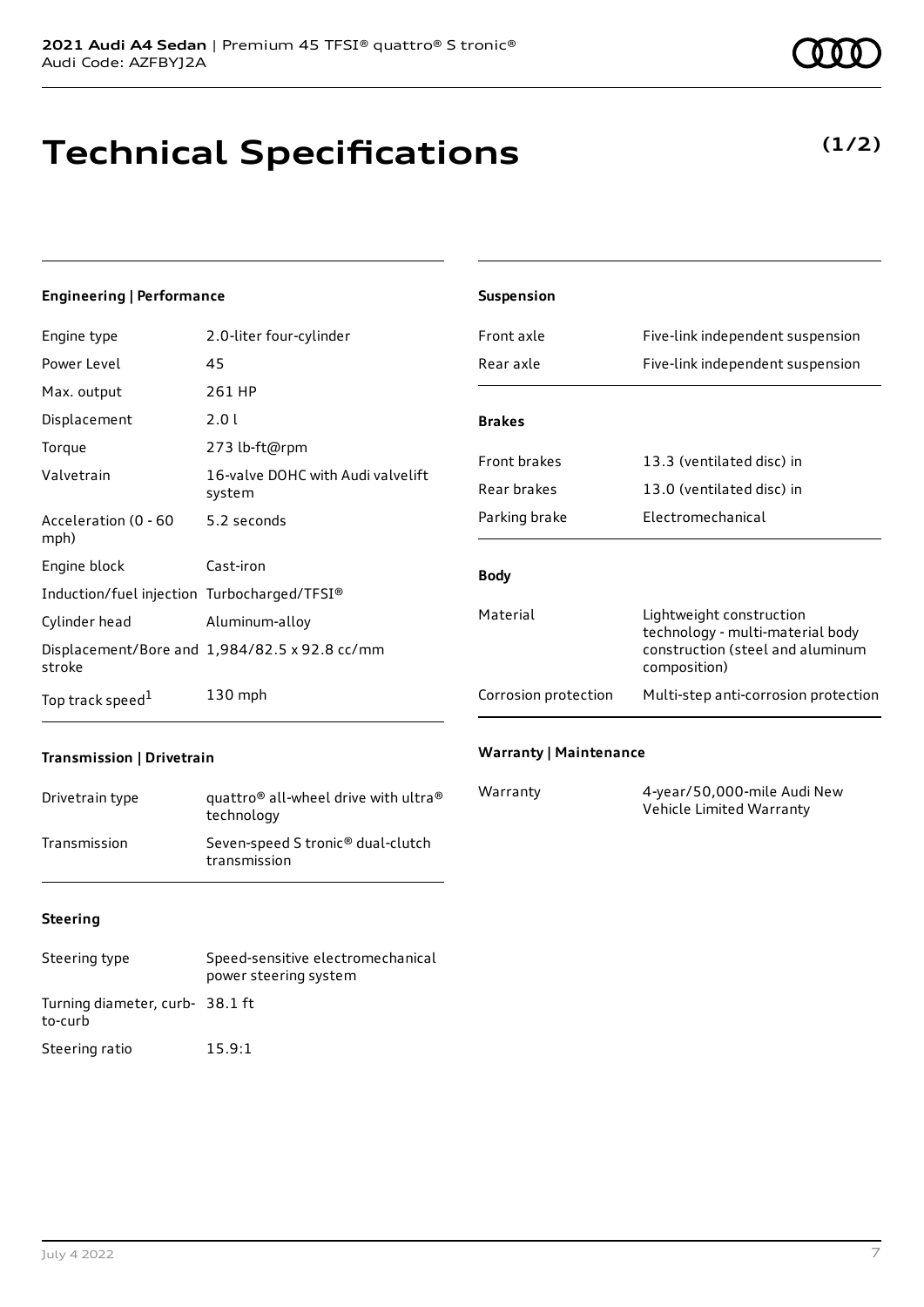# Technical Specifications

**(1/2)**

### Engineering | Performance

| | |
|---|---|
| Engine type | 2.0-liter four-cylinder |
| Power Level | 45 |
| Max. output | 261 HP |
| Displacement | 2.0 l |
| Torque | 273 lb-ft@rpm |
| Valvetrain | 16-valve DOHC with Audi valvelift system |
| Acceleration (0 - 60 mph) | 5.2 seconds |
| Engine block | Cast-iron |
| Induction/fuel injection | Turbocharged/TFSI® |
| Cylinder head | Aluminum-alloy |
| Displacement/Bore and stroke | 1,984/82.5 x 92.8 cc/mm |
| Top track speed[1] | 130 mph |

### Transmission | Drivetrain

| | |
|---|---|
| Drivetrain type | quattro® all-wheel drive with ultra® technology |
| Transmission | Seven-speed S tronic® dual-clutch transmission |

### Steering

| | |
|---|---|
| Steering type | Speed-sensitive electromechanical power steering system |
| Turning diameter, curb-to-curb | 38.1 ft |
| Steering ratio | 15.9:1 |

### Suspension

| | |
|---|---|
| Front axle | Five-link independent suspension |
| Rear axle | Five-link independent suspension |

### Brakes

| | |
|---|---|
| Front brakes | 13.3 (ventilated disc) in |
| Rear brakes | 13.0 (ventilated disc) in |
| Parking brake | Electromechanical |

### Body

| | |
|---|---|
| Material | Lightweight construction technology - multi-material body construction (steel and aluminum composition) |
| Corrosion protection | Multi-step anti-corrosion protection |

### Warranty | Maintenance

| | |
|---|---|
| Warranty | 4-year/50,000-mile Audi New Vehicle Limited Warranty |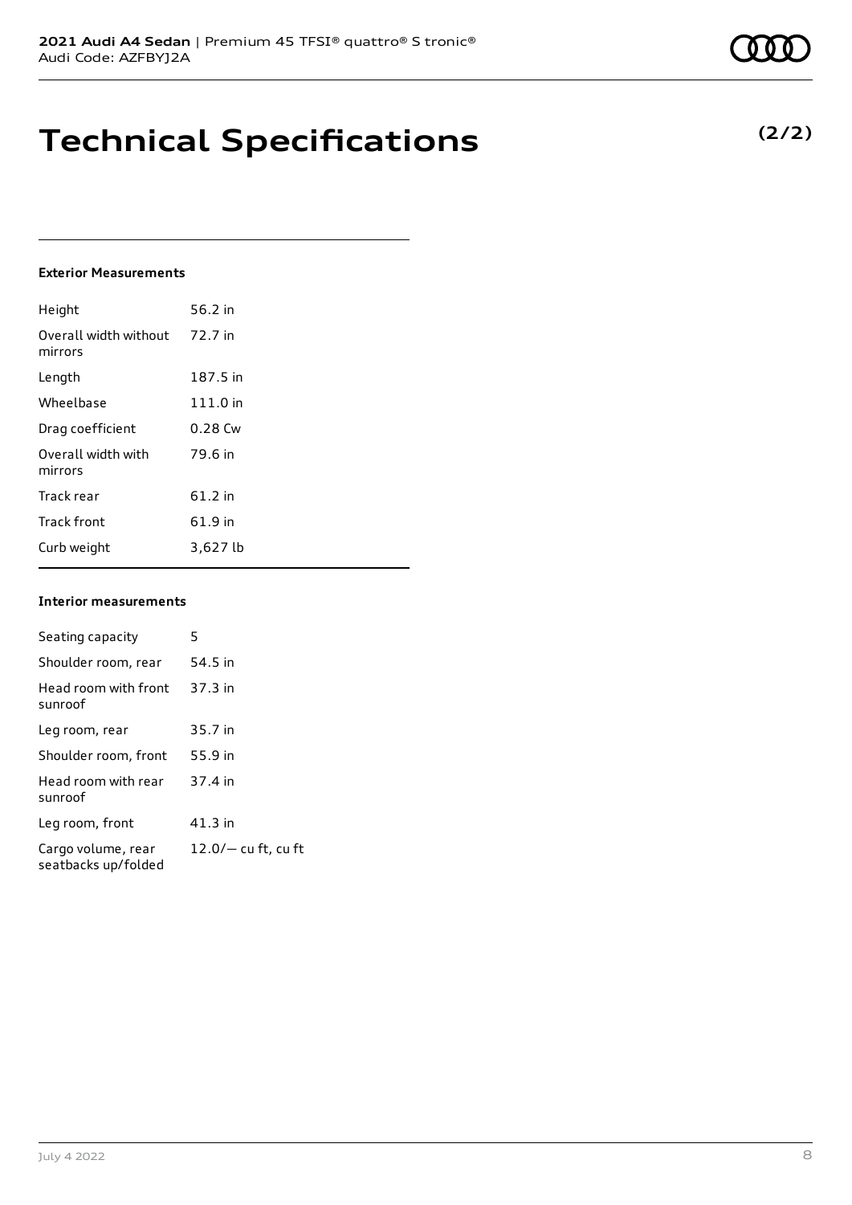# Technical Specifications

**(2/2)**

### Exterior Measurements

| | |
|---|---|
| Height | 56.2 in |
| Overall width without mirrors | 72.7 in |
| Length | 187.5 in |
| Wheelbase | 111.0 in |
| Drag coefficient | 0.28 Cw |
| Overall width with mirrors | 79.6 in |
| Track rear | 61.2 in |
| Track front | 61.9 in |
| Curb weight | 3,627 lb |

### Interior measurements

| | |
|---|---|
| Seating capacity | 5 |
| Shoulder room, rear | 54.5 in |
| Head room with front sunroof | 37.3 in |
| Leg room, rear | 35.7 in |
| Shoulder room, front | 55.9 in |
| Head room with rear sunroof | 37.4 in |
| Leg room, front | 41.3 in |
| Cargo volume, rear seatbacks up/folded | 12.0/— cu ft, cu ft |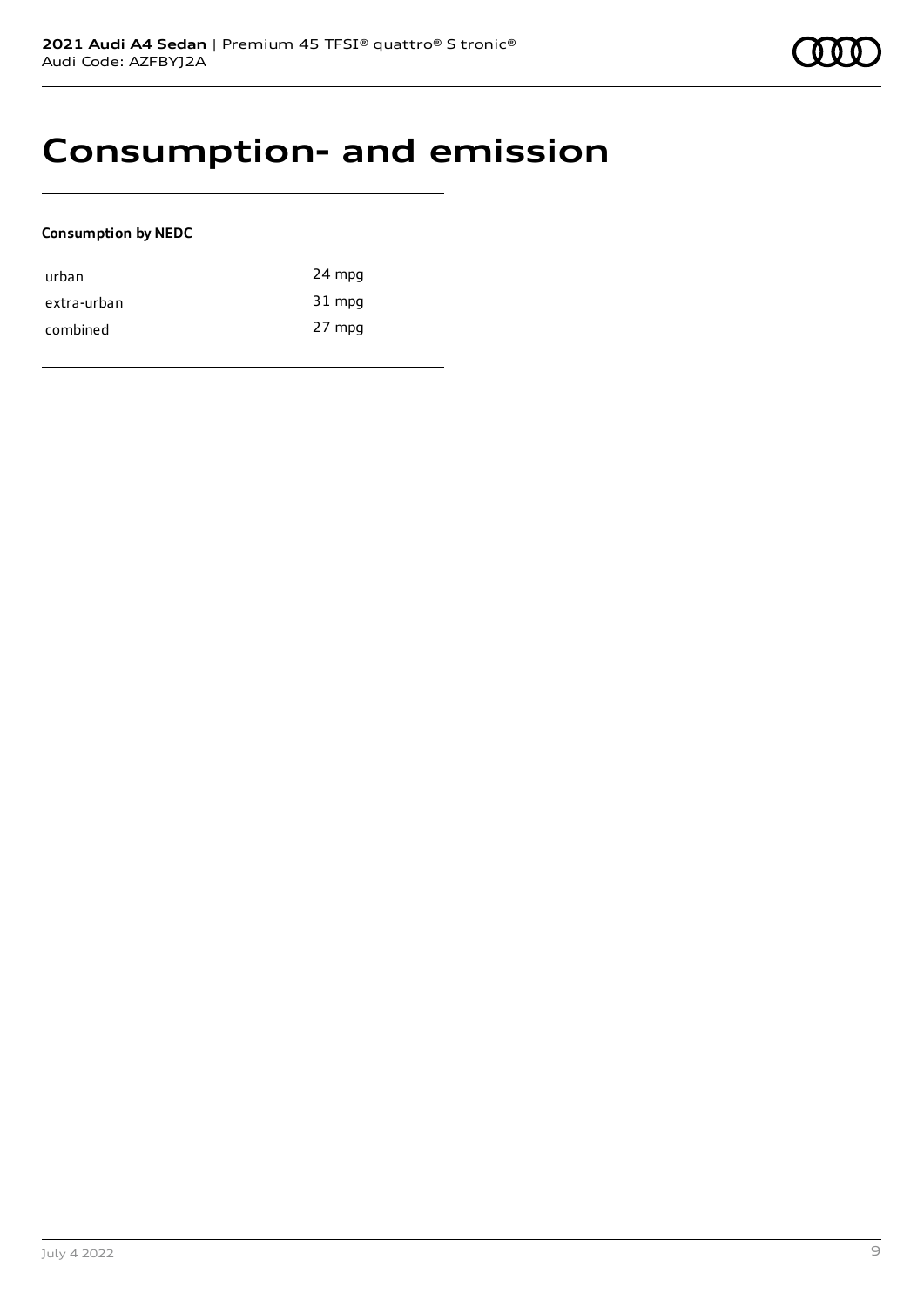# Consumption- and emission

**Consumption by NEDC**

| | |
|---|---|
| urban | 24 mpg |
| extra-urban | 31 mpg |
| combined | 27 mpg |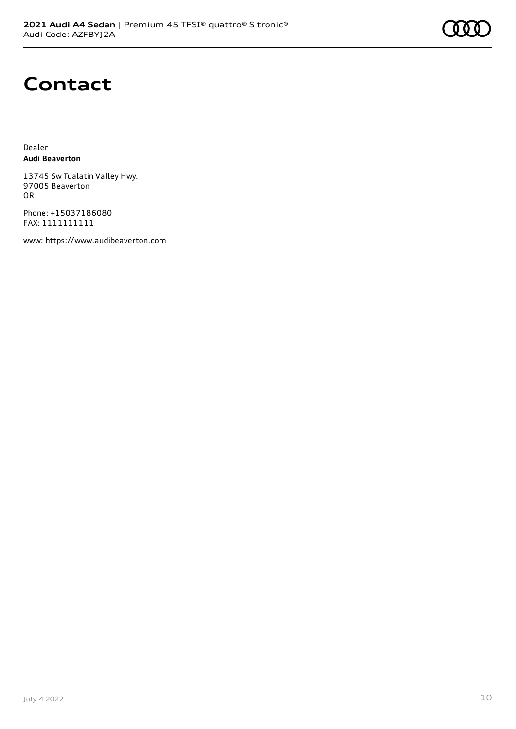# Contact

Dealer
**Audi Beaverton**

13745 Sw Tualatin Valley Hwy.
97005 Beaverton
OR

Phone: +15037186080
FAX: 1111111111

www: https://www.audibeaverton.com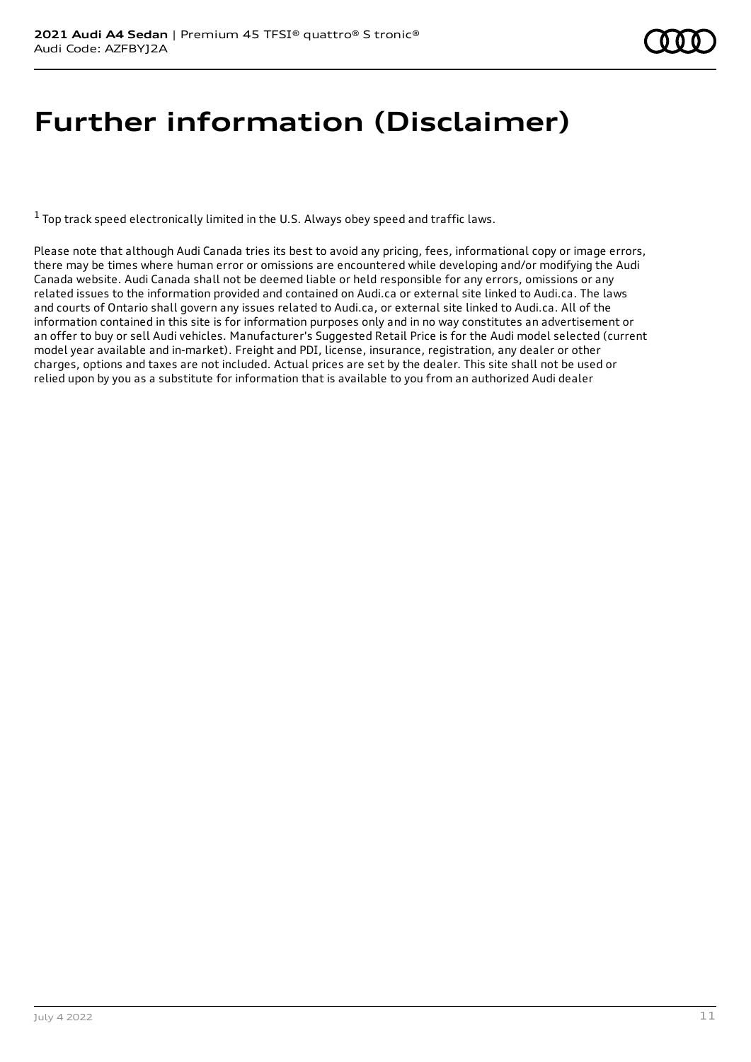# Further information (Disclaimer)

[1] Top track speed electronically limited in the U.S. Always obey speed and traffic laws.

Please note that although Audi Canada tries its best to avoid any pricing, fees, informational copy or image errors, there may be times where human error or omissions are encountered while developing and/or modifying the Audi Canada website. Audi Canada shall not be deemed liable or held responsible for any errors, omissions or any related issues to the information provided and contained on Audi.ca or external site linked to Audi.ca. The laws and courts of Ontario shall govern any issues related to Audi.ca, or external site linked to Audi.ca. All of the information contained in this site is for information purposes only and in no way constitutes an advertisement or an offer to buy or sell Audi vehicles. Manufacturer's Suggested Retail Price is for the Audi model selected (current model year available and in-market). Freight and PDI, license, insurance, registration, any dealer or other charges, options and taxes are not included. Actual prices are set by the dealer. This site shall not be used or relied upon by you as a substitute for information that is available to you from an authorized Audi dealer